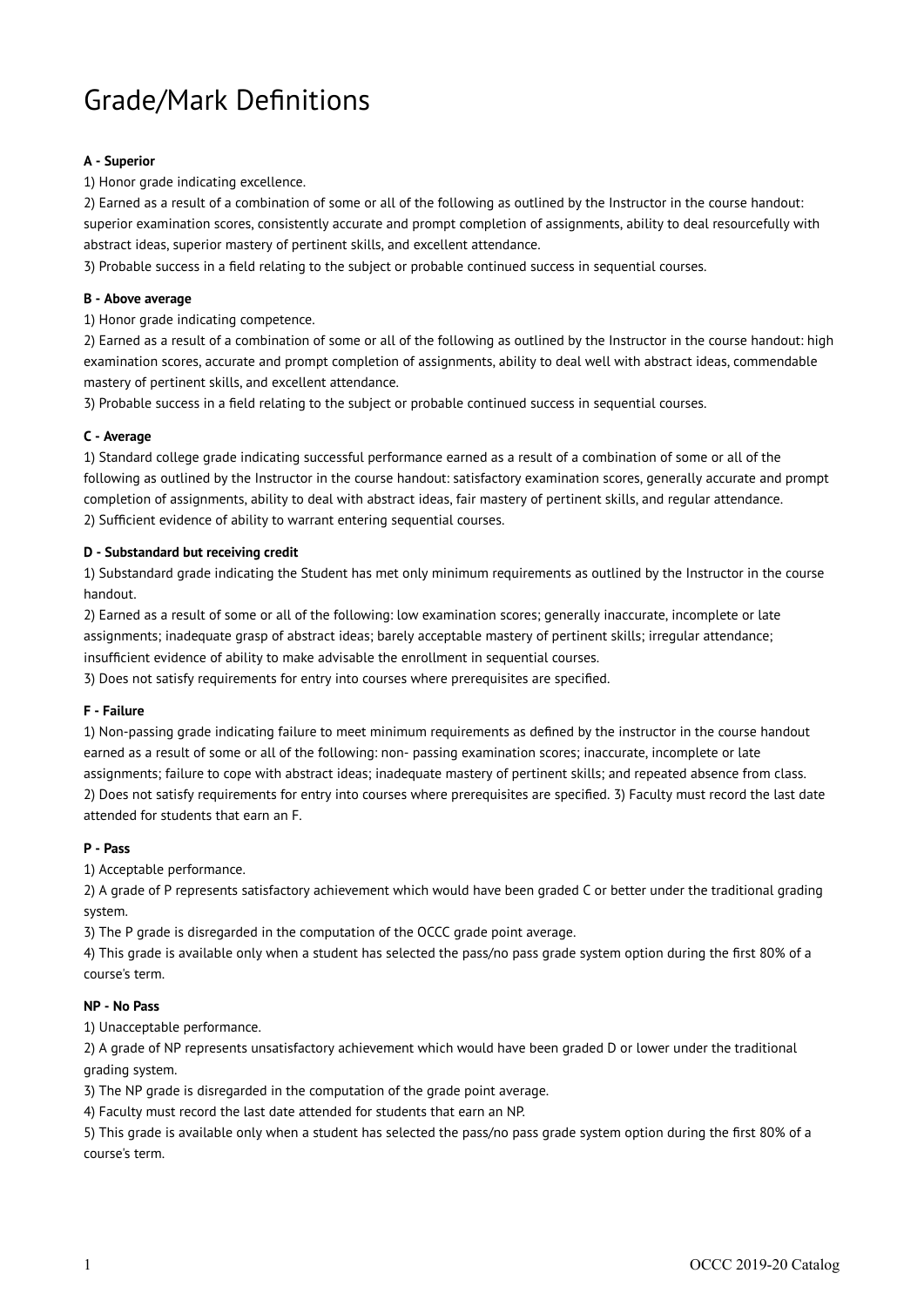# Grade/Mark Definitions

**A - Superior**

1) Honor grade indicating excellence.
2) Earned as a result of a combination of some or all of the following as outlined by the Instructor in the course handout: superior examination scores, consistently accurate and prompt completion of assignments, ability to deal resourcefully with abstract ideas, superior mastery of pertinent skills, and excellent attendance.
3) Probable success in a field relating to the subject or probable continued success in sequential courses.

**B - Above average**

1) Honor grade indicating competence.
2) Earned as a result of a combination of some or all of the following as outlined by the Instructor in the course handout: high examination scores, accurate and prompt completion of assignments, ability to deal well with abstract ideas, commendable mastery of pertinent skills, and excellent attendance.
3) Probable success in a field relating to the subject or probable continued success in sequential courses.

**C - Average**

1) Standard college grade indicating successful performance earned as a result of a combination of some or all of the following as outlined by the Instructor in the course handout: satisfactory examination scores, generally accurate and prompt completion of assignments, ability to deal with abstract ideas, fair mastery of pertinent skills, and regular attendance.
2) Sufficient evidence of ability to warrant entering sequential courses.

**D - Substandard but receiving credit**

1) Substandard grade indicating the Student has met only minimum requirements as outlined by the Instructor in the course handout.
2) Earned as a result of some or all of the following: low examination scores; generally inaccurate, incomplete or late assignments; inadequate grasp of abstract ideas; barely acceptable mastery of pertinent skills; irregular attendance; insufficient evidence of ability to make advisable the enrollment in sequential courses.
3) Does not satisfy requirements for entry into courses where prerequisites are specified.

**F - Failure**

1) Non-passing grade indicating failure to meet minimum requirements as defined by the instructor in the course handout earned as a result of some or all of the following: non- passing examination scores; inaccurate, incomplete or late assignments; failure to cope with abstract ideas; inadequate mastery of pertinent skills; and repeated absence from class.
2) Does not satisfy requirements for entry into courses where prerequisites are specified. 3) Faculty must record the last date attended for students that earn an F.

**P - Pass**

1) Acceptable performance.
2) A grade of P represents satisfactory achievement which would have been graded C or better under the traditional grading system.
3) The P grade is disregarded in the computation of the OCCC grade point average.
4) This grade is available only when a student has selected the pass/no pass grade system option during the first 80% of a course's term.

**NP - No Pass**

1) Unacceptable performance.
2) A grade of NP represents unsatisfactory achievement which would have been graded D or lower under the traditional grading system.
3) The NP grade is disregarded in the computation of the grade point average.
4) Faculty must record the last date attended for students that earn an NP.
5) This grade is available only when a student has selected the pass/no pass grade system option during the first 80% of a course's term.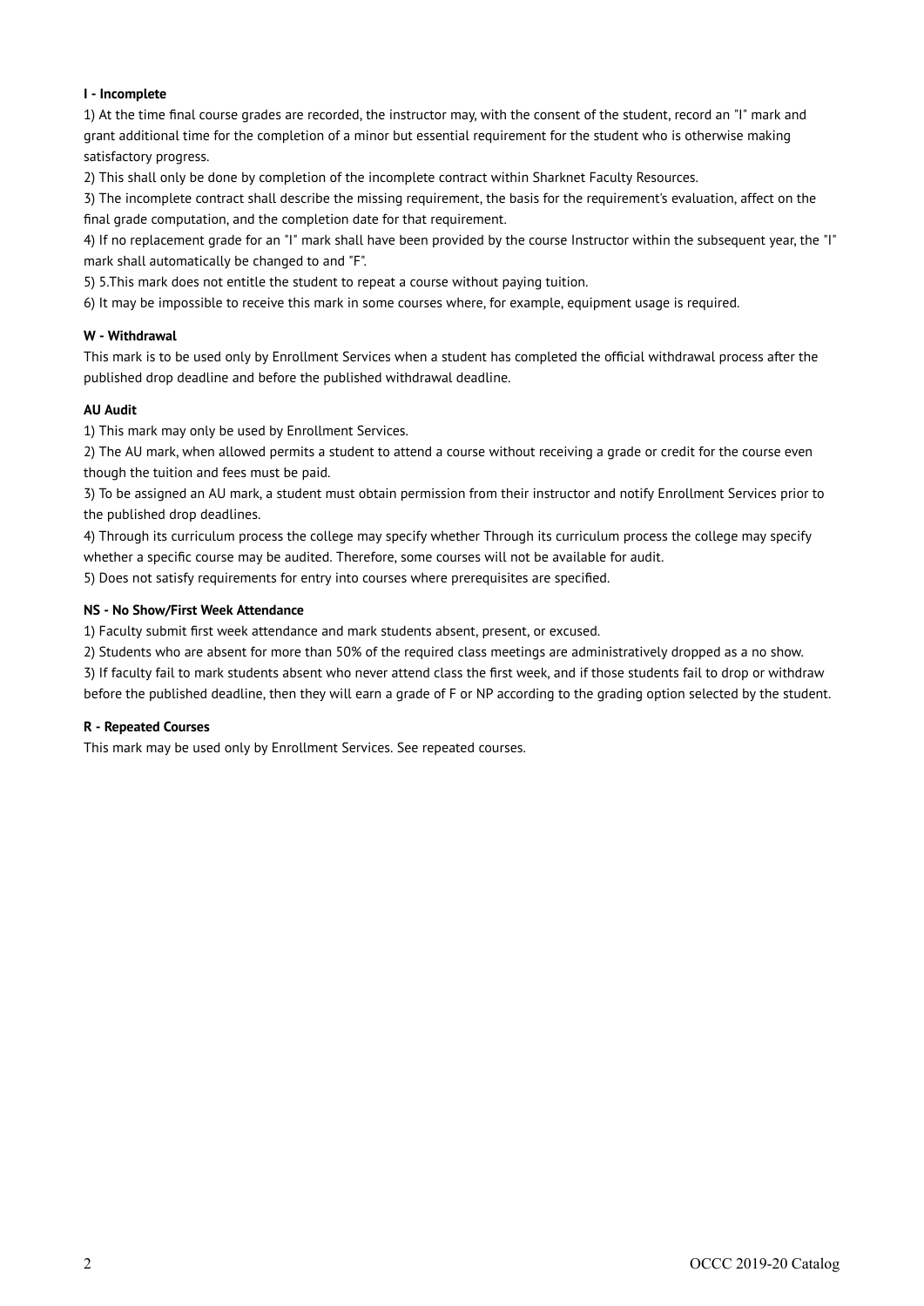**I - Incomplete**

1) At the time final course grades are recorded, the instructor may, with the consent of the student, record an "I" mark and grant additional time for the completion of a minor but essential requirement for the student who is otherwise making satisfactory progress.

2) This shall only be done by completion of the incomplete contract within Sharknet Faculty Resources.

3) The incomplete contract shall describe the missing requirement, the basis for the requirement's evaluation, affect on the final grade computation, and the completion date for that requirement.

4) If no replacement grade for an "I" mark shall have been provided by the course Instructor within the subsequent year, the "I" mark shall automatically be changed to and "F".

5) 5.This mark does not entitle the student to repeat a course without paying tuition.

6) It may be impossible to receive this mark in some courses where, for example, equipment usage is required.

**W - Withdrawal**

This mark is to be used only by Enrollment Services when a student has completed the official withdrawal process after the published drop deadline and before the published withdrawal deadline.

**AU Audit**

1) This mark may only be used by Enrollment Services.

2) The AU mark, when allowed permits a student to attend a course without receiving a grade or credit for the course even though the tuition and fees must be paid.

3) To be assigned an AU mark, a student must obtain permission from their instructor and notify Enrollment Services prior to the published drop deadlines.

4) Through its curriculum process the college may specify whether Through its curriculum process the college may specify whether a specific course may be audited. Therefore, some courses will not be available for audit.

5) Does not satisfy requirements for entry into courses where prerequisites are specified.

**NS - No Show/First Week Attendance**

1) Faculty submit first week attendance and mark students absent, present, or excused.

2) Students who are absent for more than 50% of the required class meetings are administratively dropped as a no show.

3) If faculty fail to mark students absent who never attend class the first week, and if those students fail to drop or withdraw before the published deadline, then they will earn a grade of F or NP according to the grading option selected by the student.

**R - Repeated Courses**

This mark may be used only by Enrollment Services. See repeated courses.